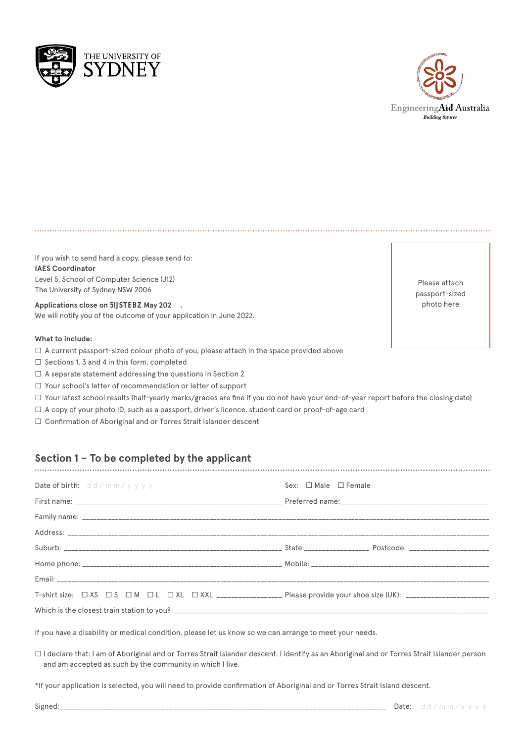THE UNIVERSITY OF SYDNEY

EngineeringAid Australia
*Building futures*

Please attach passport-sized photo here

If you wish to send hard a copy, please send to:
**IAES Coordinator**
Level 5, School of Computer Science (J12)
The University of Sydney NSW 2006

**Applications close on 5IJSTEBZ May 202 .**
We will notify you of the outcome of your application in June 2022.

**What to include:**

- ☐ A current passport-sized colour photo of you; please attach in the space provided above
- ☐ Sections 1, 3 and 4 in this form, completed
- ☐ A separate statement addressing the questions in Section 2
- ☐ Your school's letter of recommendation or letter of support
- ☐ Your latest school results (half-yearly marks/grades are fine if you do not have your end-of-year report before the closing date)
- ☐ A copy of your photo ID, such as a passport, driver's licence, student card or proof-of-age card
- ☐ Confirmation of Aboriginal and or Torres Strait Islander descent

## Section 1 – To be completed by the applicant

Date of birth: dd / mm / yyyy    Sex: ☐ Male ☐ Female

First name: ____________________ Preferred name: ____________________

Family name: ________________________________________

Address: ________________________________________

Suburb: ____________________ State: __________ Postcode: __________

Home phone: ____________________ Mobile: ____________________

Email: ________________________________________

T-shirt size: ☐ XS ☐ S ☐ M ☐ L ☐ XL ☐ XXL __________ Please provide your shoe size (UK): __________

Which is the closest train station to you? ________________________________________

If you have a disability or medical condition, please let us know so we can arrange to meet your needs.

☐ I declare that: I am of Aboriginal and or Torres Strait Islander descent. I identify as an Aboriginal and or Torres Strait Islander person and am accepted as such by the community in which I live.

*If your application is selected, you will need to provide confirmation of Aboriginal and or Torres Strait Island descent.

Signed: ________________________________________ Date: dd / mm / yyyy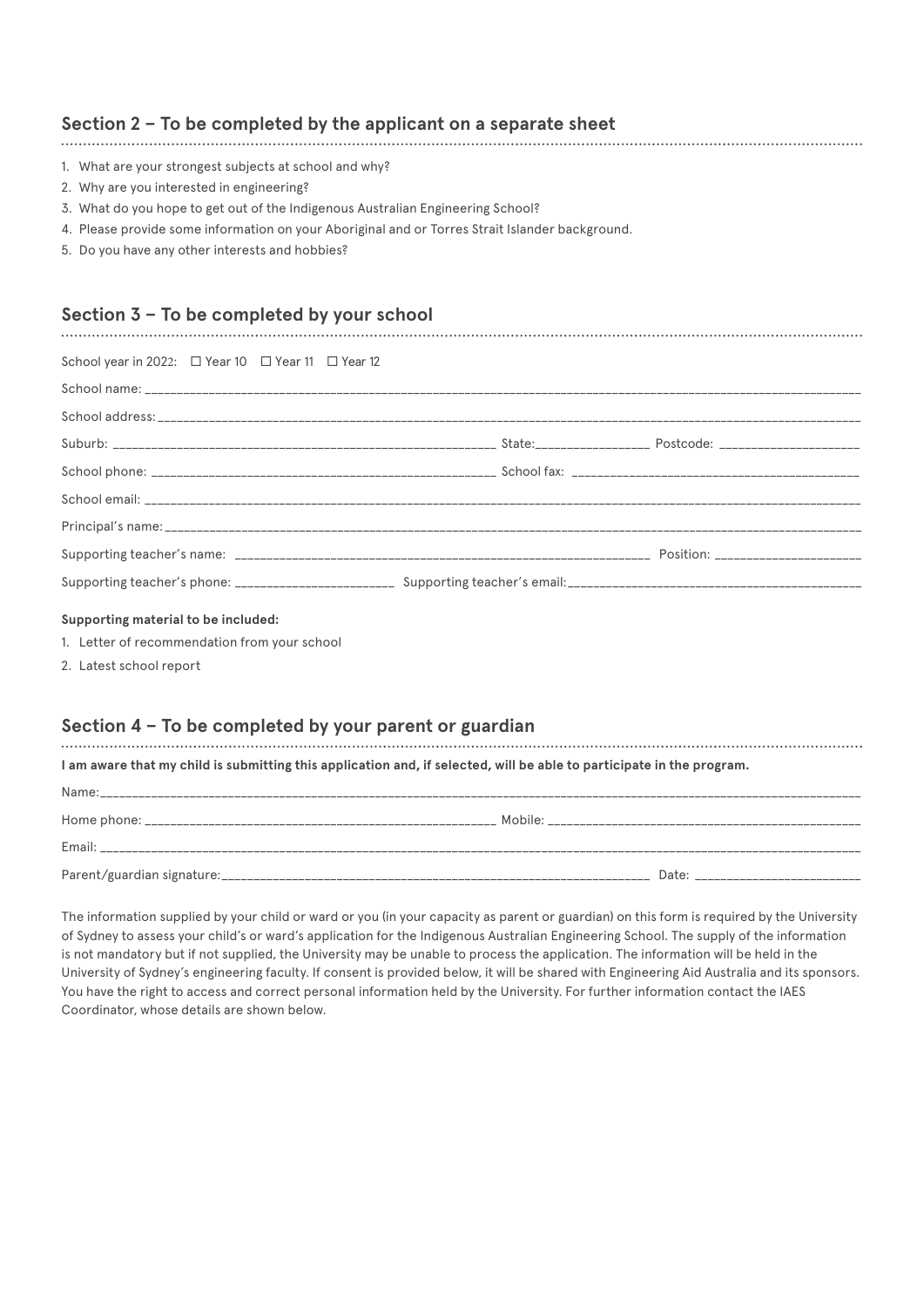## Section 2 – To be completed by the applicant on a separate sheet

1. What are your strongest subjects at school and why?
2. Why are you interested in engineering?
3. What do you hope to get out of the Indigenous Australian Engineering School?
4. Please provide some information on your Aboriginal and or Torres Strait Islander background.
5. Do you have any other interests and hobbies?

## Section 3 – To be completed by your school

School year in 2022: ☐ Year 10 ☐ Year 11 ☐ Year 12

School name: ______________________________________________

School address: ______________________________________________

Suburb: ______________________________ State: ______________ Postcode: ______________

School phone: ______________________________ School fax: ______________________________

School email: ______________________________________________

Principal's name: ______________________________________________

Supporting teacher's name: ______________________________ Position: ______________

Supporting teacher's phone: ______________ Supporting teacher's email: ______________________________

**Supporting material to be included:**

1. Letter of recommendation from your school
2. Latest school report

## Section 4 – To be completed by your parent or guardian

**I am aware that my child is submitting this application and, if selected, will be able to participate in the program.**

Name: ______________________________________________

Home phone: ______________________________ Mobile: ______________________________

Email: ______________________________________________

Parent/guardian signature: ______________________________ Date: ______________

The information supplied by your child or ward or you (in your capacity as parent or guardian) on this form is required by the University of Sydney to assess your child's or ward's application for the Indigenous Australian Engineering School. The supply of the information is not mandatory but if not supplied, the University may be unable to process the application. The information will be held in the University of Sydney's engineering faculty. If consent is provided below, it will be shared with Engineering Aid Australia and its sponsors. You have the right to access and correct personal information held by the University. For further information contact the IAES Coordinator, whose details are shown below.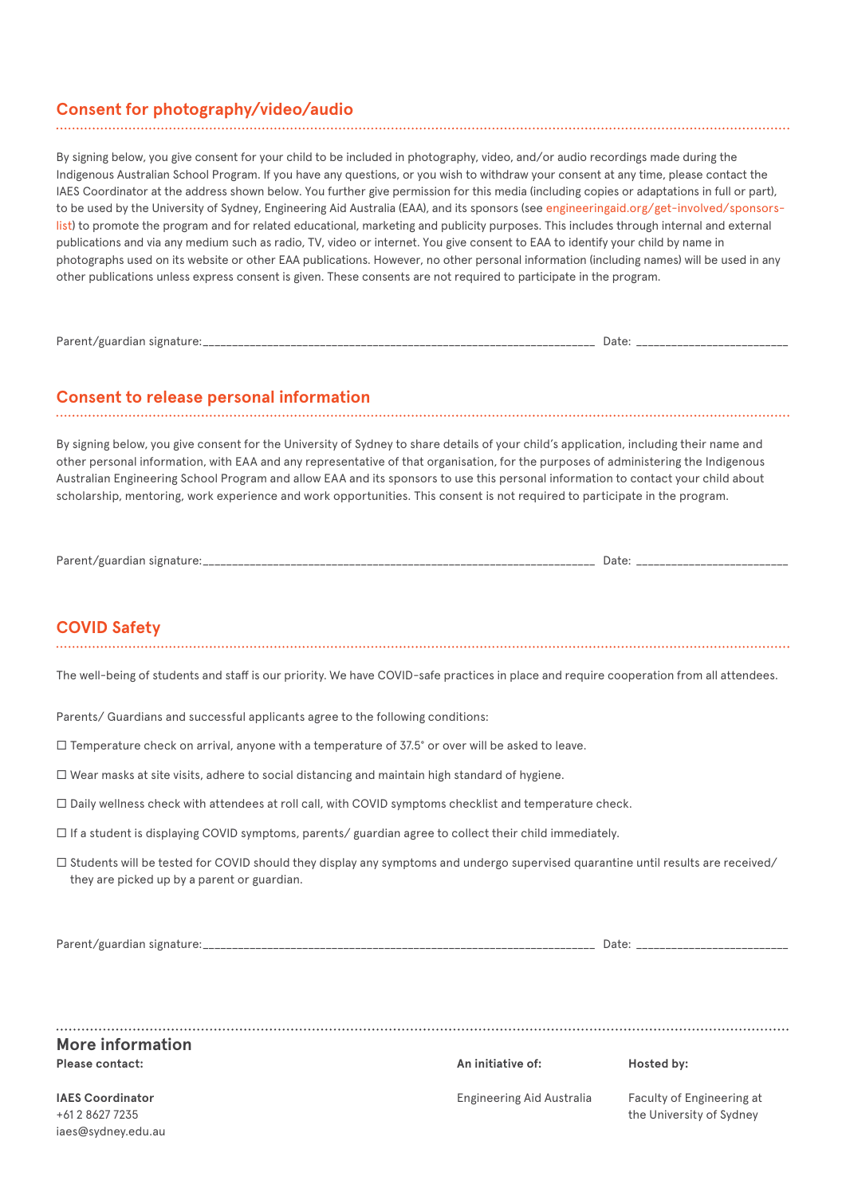## Consent for photography/video/audio

By signing below, you give consent for your child to be included in photography, video, and/or audio recordings made during the Indigenous Australian School Program. If you have any questions, or you wish to withdraw your consent at any time, please contact the IAES Coordinator at the address shown below. You further give permission for this media (including copies or adaptations in full or part), to be used by the University of Sydney, Engineering Aid Australia (EAA), and its sponsors (see engineeringaid.org/get-involved/sponsors-list) to promote the program and for related educational, marketing and publicity purposes. This includes through internal and external publications and via any medium such as radio, TV, video or internet. You give consent to EAA to identify your child by name in photographs used on its website or other EAA publications. However, no other personal information (including names) will be used in any other publications unless express consent is given. These consents are not required to participate in the program.

Parent/guardian signature:_________________________________________________________________ Date: _________________________

## Consent to release personal information

By signing below, you give consent for the University of Sydney to share details of your child's application, including their name and other personal information, with EAA and any representative of that organisation, for the purposes of administering the Indigenous Australian Engineering School Program and allow EAA and its sponsors to use this personal information to contact your child about scholarship, mentoring, work experience and work opportunities. This consent is not required to participate in the program.

Parent/guardian signature:_________________________________________________________________ Date: _________________________

## COVID Safety

The well-being of students and staff is our priority. We have COVID-safe practices in place and require cooperation from all attendees.

Parents/ Guardians and successful applicants agree to the following conditions:

☐ Temperature check on arrival, anyone with a temperature of 37.5° or over will be asked to leave.

☐ Wear masks at site visits, adhere to social distancing and maintain high standard of hygiene.

☐ Daily wellness check with attendees at roll call, with COVID symptoms checklist and temperature check.

☐ If a student is displaying COVID symptoms, parents/ guardian agree to collect their child immediately.

☐ Students will be tested for COVID should they display any symptoms and undergo supervised quarantine until results are received/ they are picked up by a parent or guardian.

Parent/guardian signature:_________________________________________________________________ Date: _________________________

## More information

**Please contact:**

**IAES Coordinator**
+61 2 8627 7235
iaes@sydney.edu.au

**An initiative of:**

Engineering Aid Australia

**Hosted by:**

Faculty of Engineering at the University of Sydney